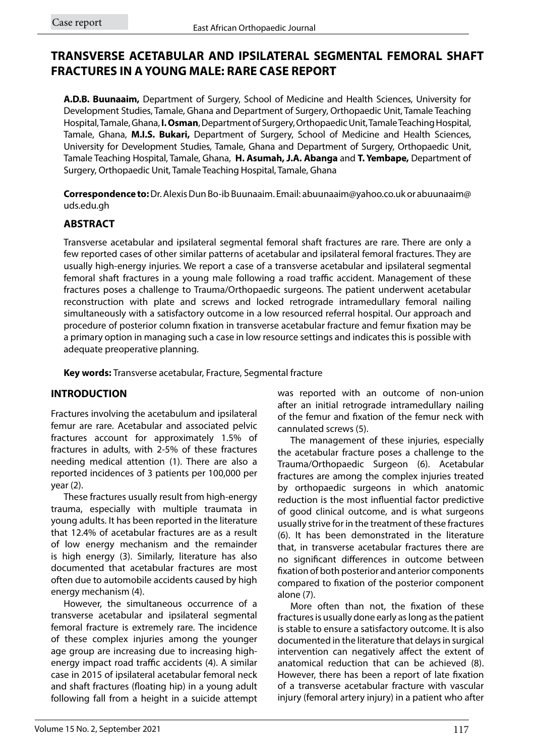Case report

# TRANSVERSE ACETABULAR AND IPSILATERAL SEGMENTAL FEMORAL SHAFT FRACTURES IN A YOUNG MALE: RARE CASE REPORT

**A.D.B. Buunaaim,** Department of Surgery, School of Medicine and Health Sciences, University for Development Studies, Tamale, Ghana and Department of Surgery, Orthopaedic Unit, Tamale Teaching Hospital, Tamale, Ghana, **I. Osman**, Department of Surgery, Orthopaedic Unit, Tamale Teaching Hospital, Tamale, Ghana, **M.I.S. Bukari,** Department of Surgery, School of Medicine and Health Sciences, University for Development Studies, Tamale, Ghana and Department of Surgery, Orthopaedic Unit, Tamale Teaching Hospital, Tamale, Ghana, **H. Asumah, J.A. Abanga** and **T. Yembape,** Department of Surgery, Orthopaedic Unit, Tamale Teaching Hospital, Tamale, Ghana

**Correspondence to:** Dr. Alexis Dun Bo-ib Buunaaim. Email: abuunaaim@yahoo.co.uk or abuunaaim@uds.edu.gh

## ABSTRACT

Transverse acetabular and ipsilateral segmental femoral shaft fractures are rare. There are only a few reported cases of other similar patterns of acetabular and ipsilateral femoral fractures. They are usually high-energy injuries. We report a case of a transverse acetabular and ipsilateral segmental femoral shaft fractures in a young male following a road traffic accident. Management of these fractures poses a challenge to Trauma/Orthopaedic surgeons. The patient underwent acetabular reconstruction with plate and screws and locked retrograde intramedullary femoral nailing simultaneously with a satisfactory outcome in a low resourced referral hospital. Our approach and procedure of posterior column fixation in transverse acetabular fracture and femur fixation may be a primary option in managing such a case in low resource settings and indicates this is possible with adequate preoperative planning.

**Key words:** Transverse acetabular, Fracture, Segmental fracture

## INTRODUCTION

Fractures involving the acetabulum and ipsilateral femur are rare. Acetabular and associated pelvic fractures account for approximately 1.5% of fractures in adults, with 2-5% of these fractures needing medical attention (1). There are also a reported incidences of 3 patients per 100,000 per year (2).

These fractures usually result from high-energy trauma, especially with multiple traumata in young adults. It has been reported in the literature that 12.4% of acetabular fractures are as a result of low energy mechanism and the remainder is high energy (3). Similarly, literature has also documented that acetabular fractures are most often due to automobile accidents caused by high energy mechanism (4).

However, the simultaneous occurrence of a transverse acetabular and ipsilateral segmental femoral fracture is extremely rare. The incidence of these complex injuries among the younger age group are increasing due to increasing high-energy impact road traffic accidents (4). A similar case in 2015 of ipsilateral acetabular femoral neck and shaft fractures (floating hip) in a young adult following fall from a height in a suicide attempt was reported with an outcome of non-union after an initial retrograde intramedullary nailing of the femur and fixation of the femur neck with cannulated screws (5).

The management of these injuries, especially the acetabular fracture poses a challenge to the Trauma/Orthopaedic Surgeon (6). Acetabular fractures are among the complex injuries treated by orthopaedic surgeons in which anatomic reduction is the most influential factor predictive of good clinical outcome, and is what surgeons usually strive for in the treatment of these fractures (6). It has been demonstrated in the literature that, in transverse acetabular fractures there are no significant differences in outcome between fixation of both posterior and anterior components compared to fixation of the posterior component alone (7).

More often than not, the fixation of these fractures is usually done early as long as the patient is stable to ensure a satisfactory outcome. It is also documented in the literature that delays in surgical intervention can negatively affect the extent of anatomical reduction that can be achieved (8). However, there has been a report of late fixation of a transverse acetabular fracture with vascular injury (femoral artery injury) in a patient who after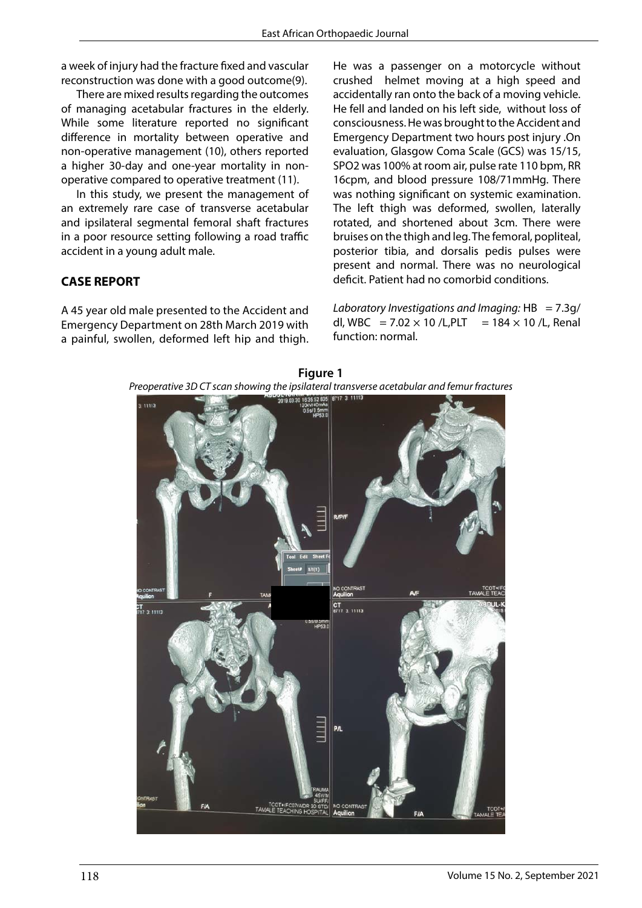a week of injury had the fracture fixed and vascular reconstruction was done with a good outcome(9).

There are mixed results regarding the outcomes of managing acetabular fractures in the elderly. While some literature reported no significant difference in mortality between operative and non-operative management (10), others reported a higher 30-day and one-year mortality in non-operative compared to operative treatment (11).

In this study, we present the management of an extremely rare case of transverse acetabular and ipsilateral segmental femoral shaft fractures in a poor resource setting following a road traffic accident in a young adult male.

## CASE REPORT

A 45 year old male presented to the Accident and Emergency Department on 28th March 2019 with a painful, swollen, deformed left hip and thigh. He was a passenger on a motorcycle without crushed helmet moving at a high speed and accidentally ran onto the back of a moving vehicle. He fell and landed on his left side, without loss of consciousness. He was brought to the Accident and Emergency Department two hours post injury .On evaluation, Glasgow Coma Scale (GCS) was 15/15, SPO2 was 100% at room air, pulse rate 110 bpm, RR 16cpm, and blood pressure 108/71mmHg. There was nothing significant on systemic examination. The left thigh was deformed, swollen, laterally rotated, and shortened about 3cm. There were bruises on the thigh and leg. The femoral, popliteal, posterior tibia, and dorsalis pedis pulses were present and normal. There was no neurological deficit. Patient had no comorbid conditions.

*Laboratory Investigations and Imaging:* HB = 7.3g/dl, WBC = $7.02 \times 10$ /L,PLT = $184 \times 10$ /L, Renal function: normal.

**Figure 1**

*Preoperative 3D CT scan showing the ipsilateral transverse acetabular and femur fractures*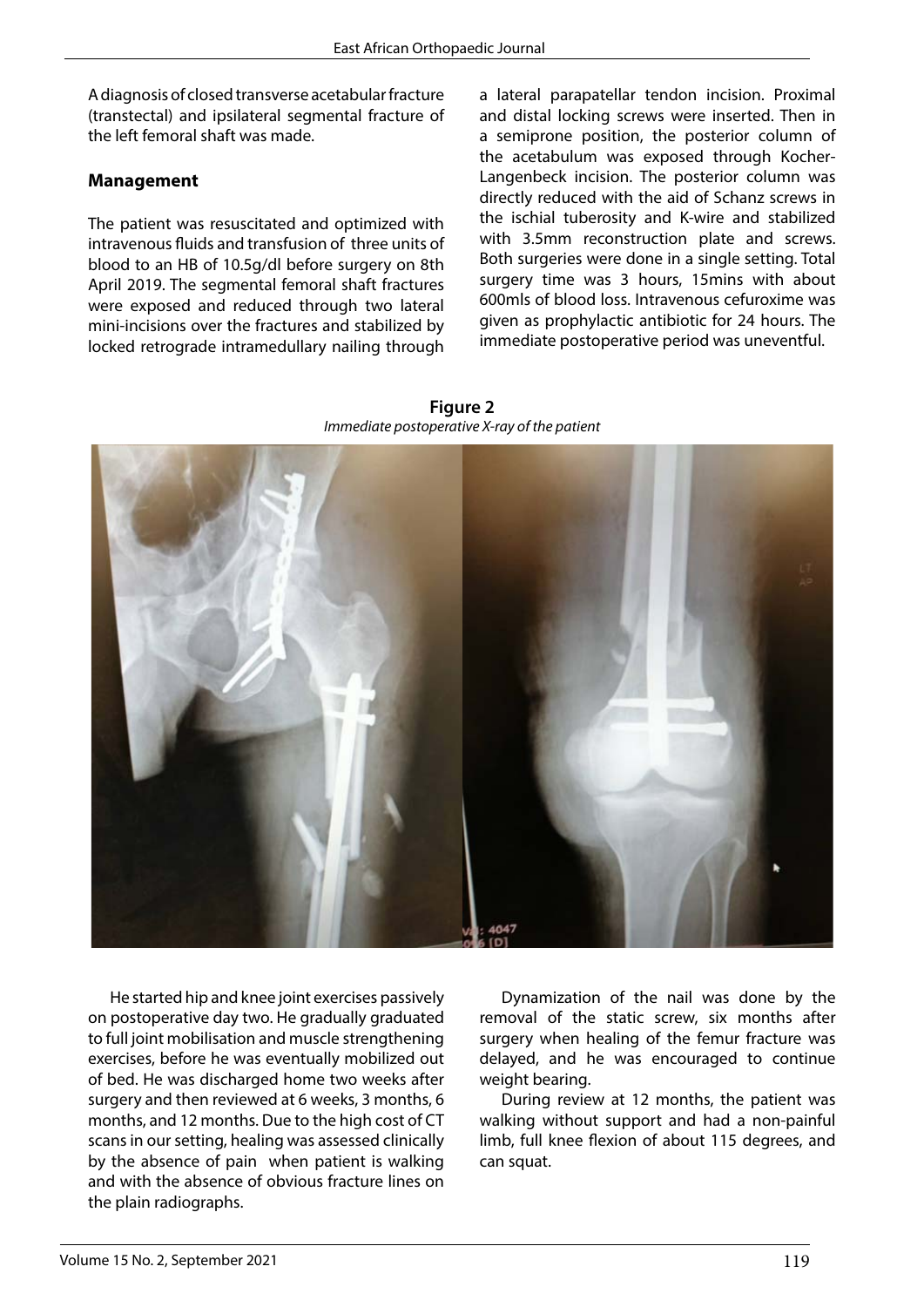A diagnosis of closed transverse acetabular fracture (transtectal) and ipsilateral segmental fracture of the left femoral shaft was made.

## Management

The patient was resuscitated and optimized with intravenous fluids and transfusion of three units of blood to an HB of 10.5g/dl before surgery on 8th April 2019. The segmental femoral shaft fractures were exposed and reduced through two lateral mini-incisions over the fractures and stabilized by locked retrograde intramedullary nailing through a lateral parapatellar tendon incision. Proximal and distal locking screws were inserted. Then in a semiprone position, the posterior column of the acetabulum was exposed through Kocher-Langenbeck incision. The posterior column was directly reduced with the aid of Schanz screws in the ischial tuberosity and K-wire and stabilized with 3.5mm reconstruction plate and screws. Both surgeries were done in a single setting. Total surgery time was 3 hours, 15mins with about 600mls of blood loss. Intravenous cefuroxime was given as prophylactic antibiotic for 24 hours. The immediate postoperative period was uneventful.

**Figure 2**
*Immediate postoperative X-ray of the patient*

He started hip and knee joint exercises passively on postoperative day two. He gradually graduated to full joint mobilisation and muscle strengthening exercises, before he was eventually mobilized out of bed. He was discharged home two weeks after surgery and then reviewed at 6 weeks, 3 months, 6 months, and 12 months. Due to the high cost of CT scans in our setting, healing was assessed clinically by the absence of pain when patient is walking and with the absence of obvious fracture lines on the plain radiographs.

Dynamization of the nail was done by the removal of the static screw, six months after surgery when healing of the femur fracture was delayed, and he was encouraged to continue weight bearing.

During review at 12 months, the patient was walking without support and had a non-painful limb, full knee flexion of about 115 degrees, and can squat.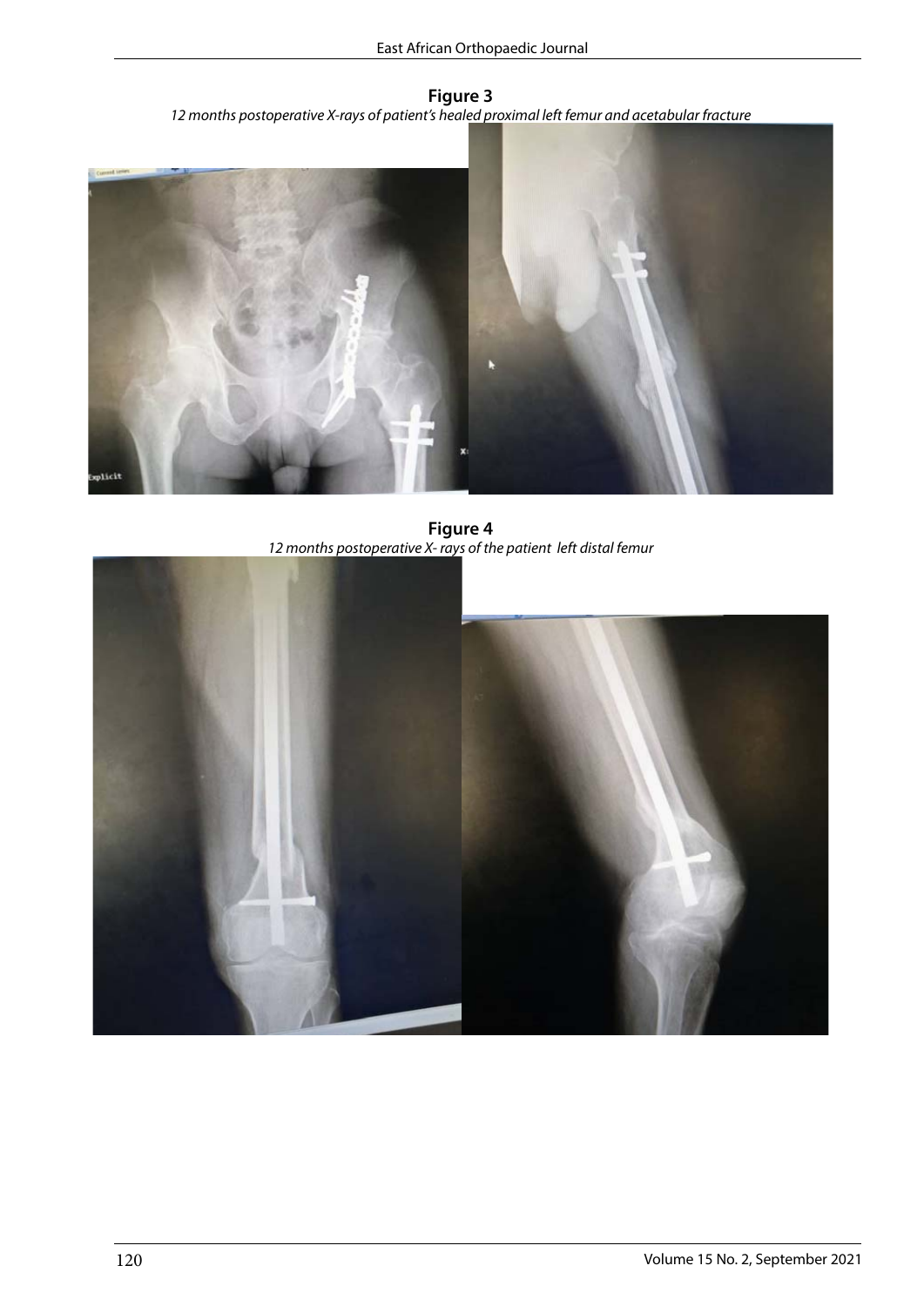**Figure 3**

*12 months postoperative X-rays of patient's healed proximal left femur and acetabular fracture*

**Figure 4**

*12 months postoperative X- rays of the patient left distal femur*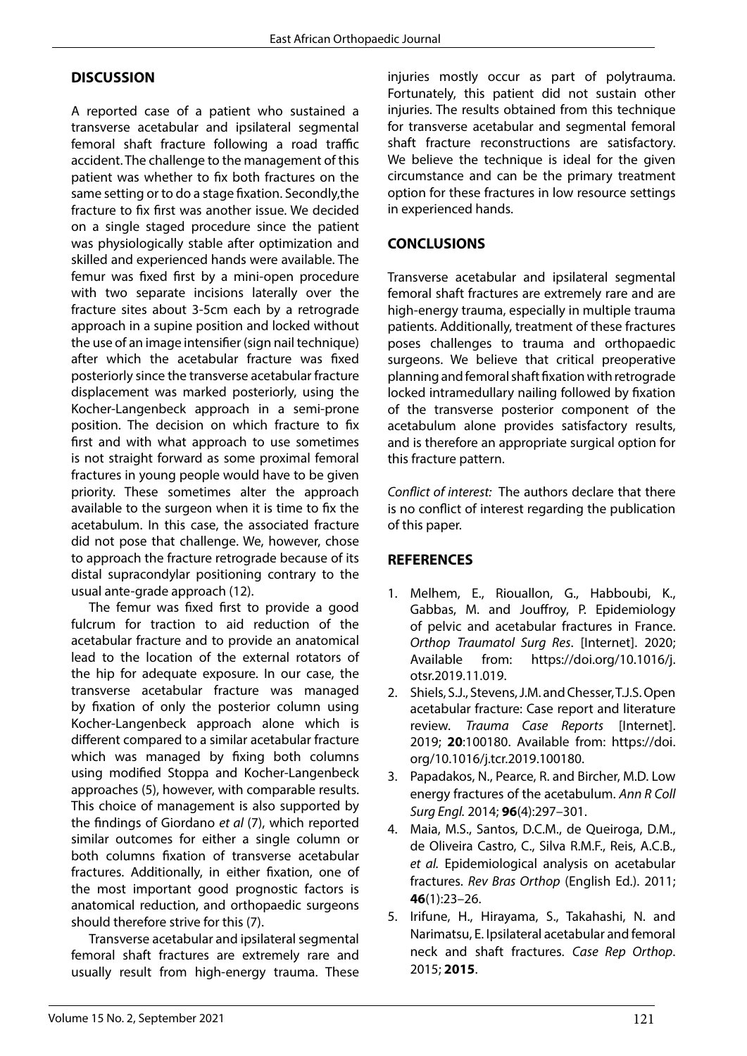## DISCUSSION

A reported case of a patient who sustained a transverse acetabular and ipsilateral segmental femoral shaft fracture following a road traffic accident. The challenge to the management of this patient was whether to fix both fractures on the same setting or to do a stage fixation. Secondly,the fracture to fix first was another issue. We decided on a single staged procedure since the patient was physiologically stable after optimization and skilled and experienced hands were available. The femur was fixed first by a mini-open procedure with two separate incisions laterally over the fracture sites about 3-5cm each by a retrograde approach in a supine position and locked without the use of an image intensifier (sign nail technique) after which the acetabular fracture was fixed posteriorly since the transverse acetabular fracture displacement was marked posteriorly, using the Kocher-Langenbeck approach in a semi-prone position. The decision on which fracture to fix first and with what approach to use sometimes is not straight forward as some proximal femoral fractures in young people would have to be given priority. These sometimes alter the approach available to the surgeon when it is time to fix the acetabulum. In this case, the associated fracture did not pose that challenge. We, however, chose to approach the fracture retrograde because of its distal supracondylar positioning contrary to the usual ante-grade approach (12).

The femur was fixed first to provide a good fulcrum for traction to aid reduction of the acetabular fracture and to provide an anatomical lead to the location of the external rotators of the hip for adequate exposure. In our case, the transverse acetabular fracture was managed by fixation of only the posterior column using Kocher-Langenbeck approach alone which is different compared to a similar acetabular fracture which was managed by fixing both columns using modified Stoppa and Kocher-Langenbeck approaches (5), however, with comparable results. This choice of management is also supported by the findings of Giordano *et al* (7), which reported similar outcomes for either a single column or both columns fixation of transverse acetabular fractures. Additionally, in either fixation, one of the most important good prognostic factors is anatomical reduction, and orthopaedic surgeons should therefore strive for this (7).

Transverse acetabular and ipsilateral segmental femoral shaft fractures are extremely rare and usually result from high-energy trauma. These injuries mostly occur as part of polytrauma. Fortunately, this patient did not sustain other injuries. The results obtained from this technique for transverse acetabular and segmental femoral shaft fracture reconstructions are satisfactory. We believe the technique is ideal for the given circumstance and can be the primary treatment option for these fractures in low resource settings in experienced hands.

## CONCLUSIONS

Transverse acetabular and ipsilateral segmental femoral shaft fractures are extremely rare and are high-energy trauma, especially in multiple trauma patients. Additionally, treatment of these fractures poses challenges to trauma and orthopaedic surgeons. We believe that critical preoperative planning and femoral shaft fixation with retrograde locked intramedullary nailing followed by fixation of the transverse posterior component of the acetabulum alone provides satisfactory results, and is therefore an appropriate surgical option for this fracture pattern.

*Conflict of interest:* The authors declare that there is no conflict of interest regarding the publication of this paper.

## REFERENCES

1. Melhem, E., Riouallon, G., Habboubi, K., Gabbas, M. and Jouffroy, P. Epidemiology of pelvic and acetabular fractures in France. *Orthop Traumatol Surg Res*. [Internet]. 2020; Available from: https://doi.org/10.1016/j.otsr.2019.11.019.
2. Shiels, S.J., Stevens, J.M. and Chesser, T.J.S. Open acetabular fracture: Case report and literature review. *Trauma Case Reports* [Internet]. 2019; **20**:100180. Available from: https://doi.org/10.1016/j.tcr.2019.100180.
3. Papadakos, N., Pearce, R. and Bircher, M.D. Low energy fractures of the acetabulum. *Ann R Coll Surg Engl.* 2014; **96**(4):297–301.
4. Maia, M.S., Santos, D.C.M., de Queiroga, D.M., de Oliveira Castro, C., Silva R.M.F., Reis, A.C.B., *et al.* Epidemiological analysis on acetabular fractures. *Rev Bras Orthop* (English Ed.). 2011; **46**(1):23–26.
5. Irifune, H., Hirayama, S., Takahashi, N. and Narimatsu, E. Ipsilateral acetabular and femoral neck and shaft fractures. *Case Rep Orthop*. 2015; **2015**.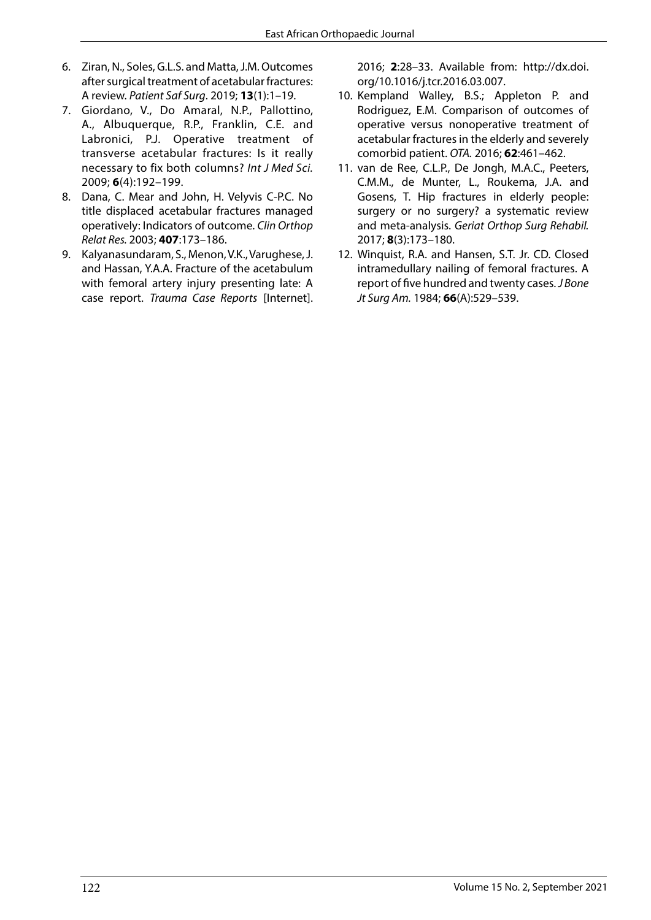6. Ziran, N., Soles, G.L.S. and Matta, J.M. Outcomes after surgical treatment of acetabular fractures: A review. *Patient Saf Surg*. 2019; **13**(1):1–19.
7. Giordano, V., Do Amaral, N.P., Pallottino, A., Albuquerque, R.P., Franklin, C.E. and Labronici, P.J. Operative treatment of transverse acetabular fractures: Is it really necessary to fix both columns? *Int J Med Sci*. 2009; **6**(4):192–199.
8. Dana, C. Mear and John, H. Velyvis C-P.C. No title displaced acetabular fractures managed operatively: Indicators of outcome. *Clin Orthop Relat Res.* 2003; **407**:173–186.
9. Kalyanasundaram, S., Menon, V.K., Varughese, J. and Hassan, Y.A.A. Fracture of the acetabulum with femoral artery injury presenting late: A case report. *Trauma Case Reports* [Internet]. 2016; **2**:28–33. Available from: http://dx.doi.org/10.1016/j.tcr.2016.03.007.
10. Kempland Walley, B.S.; Appleton P. and Rodriguez, E.M. Comparison of outcomes of operative versus nonoperative treatment of acetabular fractures in the elderly and severely comorbid patient. *OTA.* 2016; **62**:461–462.
11. van de Ree, C.L.P., De Jongh, M.A.C., Peeters, C.M.M., de Munter, L., Roukema, J.A. and Gosens, T. Hip fractures in elderly people: surgery or no surgery? a systematic review and meta-analysis. *Geriat Orthop Surg Rehabil.* 2017; **8**(3):173–180.
12. Winquist, R.A. and Hansen, S.T. Jr. CD. Closed intramedullary nailing of femoral fractures. A report of five hundred and twenty cases. *J Bone Jt Surg Am.* 1984; **66**(A):529–539.